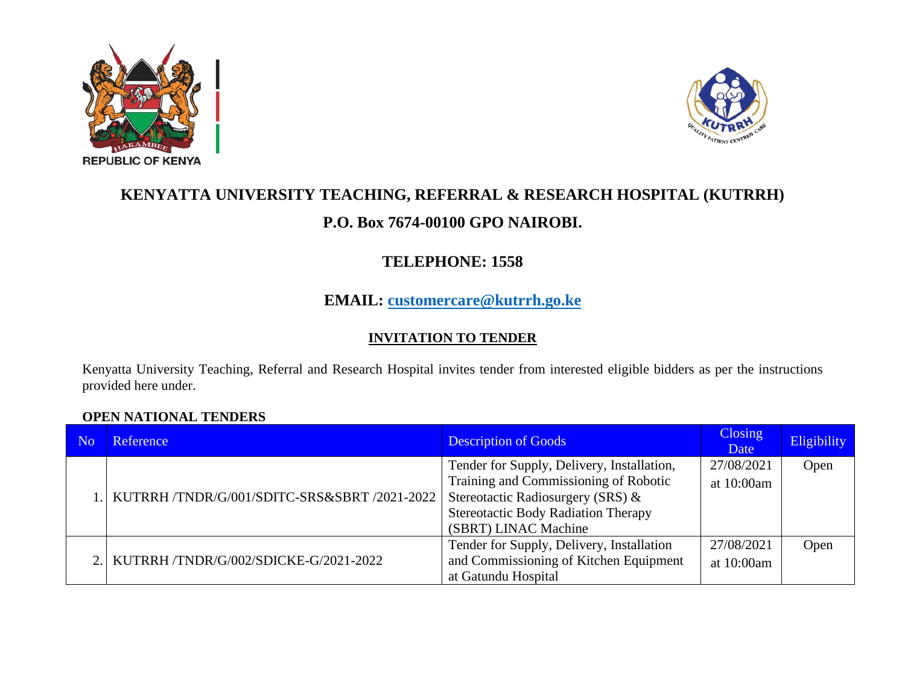REPUBLIC OF KENYA

# KENYATTA UNIVERSITY TEACHING, REFERRAL & RESEARCH HOSPITAL (KUTRRH)

## P.O. Box 7674-00100 GPO NAIROBI.

## TELEPHONE: 1558

## EMAIL: customercare@kutrrh.go.ke

### INVITATION TO TENDER

Kenyatta University Teaching, Referral and Research Hospital invites tender from interested eligible bidders as per the instructions provided here under.

**OPEN NATIONAL TENDERS**

| No | Reference | Description of Goods | Closing Date | Eligibility |
|---|---|---|---|---|
| 1. | KUTRRH /TNDR/G/001/SDITC-SRS&SBRT /2021-2022 | Tender for Supply, Delivery, Installation, Training and Commissioning of Robotic Stereotactic Radiosurgery (SRS) & Stereotactic Body Radiation Therapy (SBRT) LINAC Machine | 27/08/2021 at 10:00am | Open |
| 2. | KUTRRH /TNDR/G/002/SDICKE-G/2021-2022 | Tender for Supply, Delivery, Installation and Commissioning of Kitchen Equipment at Gatundu Hospital | 27/08/2021 at 10:00am | Open |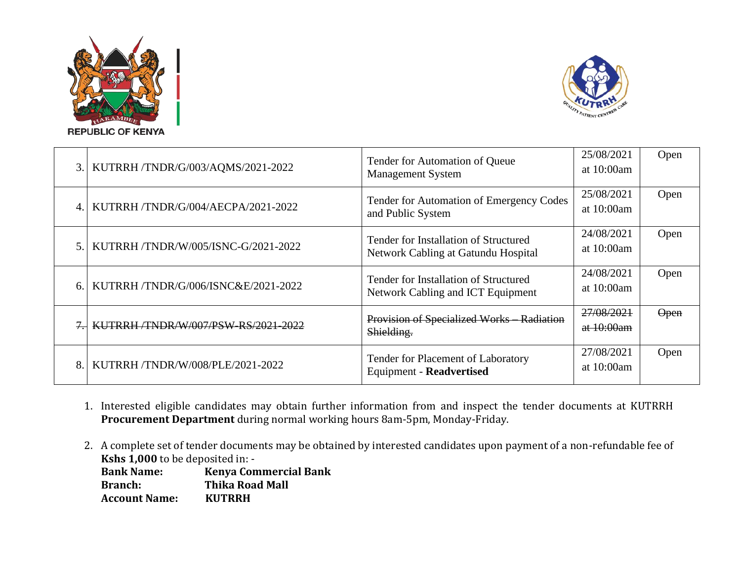REPUBLIC OF KENYA

| 3. | KUTRRH /TNDR/G/003/AQMS/2021-2022 | Tender for Automation of Queue Management System | 25/08/2021 at 10:00am | Open |
|---|---|---|---|---|
| 4. | KUTRRH /TNDR/G/004/AECPA/2021-2022 | Tender for Automation of Emergency Codes and Public System | 25/08/2021 at 10:00am | Open |
| 5. | KUTRRH /TNDR/W/005/ISNC-G/2021-2022 | Tender for Installation of Structured Network Cabling at Gatundu Hospital | 24/08/2021 at 10:00am | Open |
| 6. | KUTRRH /TNDR/G/006/ISNC&E/2021-2022 | Tender for Installation of Structured Network Cabling and ICT Equipment | 24/08/2021 at 10:00am | Open |
| ~~7.~~ | ~~KUTRRH /TNDR/W/007/PSW-RS/2021-2022~~ | ~~Provision of Specialized Works – Radiation Shielding.~~ | ~~27/08/2021 at 10:00am~~ | ~~Open~~ |
| 8. | KUTRRH /TNDR/W/008/PLE/2021-2022 | Tender for Placement of Laboratory Equipment - **Readvertised** | 27/08/2021 at 10:00am | Open |

1. Interested eligible candidates may obtain further information from and inspect the tender documents at KUTRRH **Procurement Department** during normal working hours 8am-5pm, Monday-Friday.

2. A complete set of tender documents may be obtained by interested candidates upon payment of a non-refundable fee of **Kshs 1,000** to be deposited in: -
   **Bank Name:** **Kenya Commercial Bank**
   **Branch:** **Thika Road Mall**
   **Account Name:** **KUTRRH**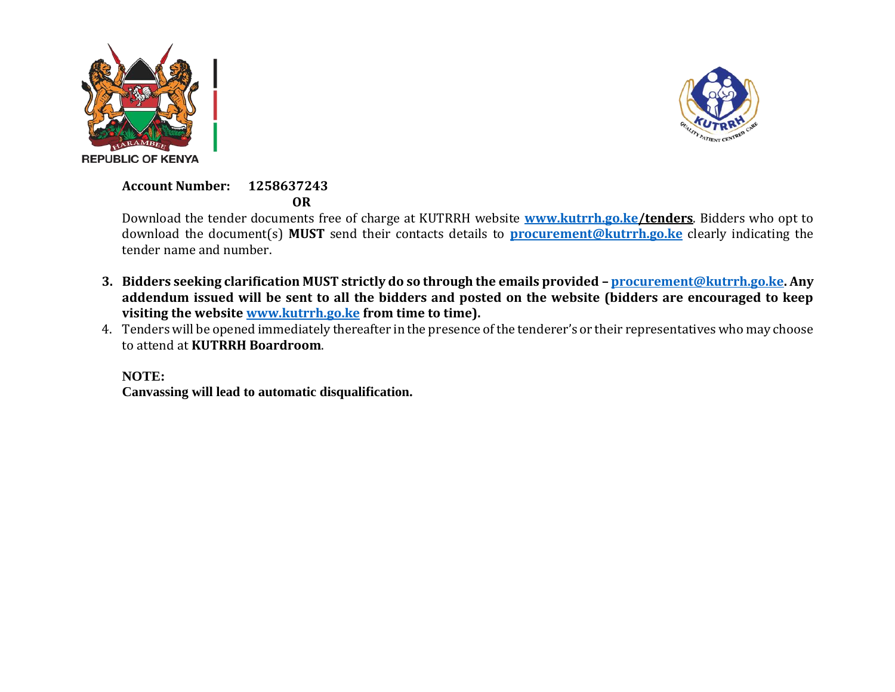REPUBLIC OF KENYA

**Account Number: 1258637243**

**OR**

Download the tender documents free of charge at KUTRRH website **www.kutrrh.go.ke/tenders**. Bidders who opt to download the document(s) **MUST** send their contacts details to **procurement@kutrrh.go.ke** clearly indicating the tender name and number.

3. **Bidders seeking clarification MUST strictly do so through the emails provided – procurement@kutrrh.go.ke. Any addendum issued will be sent to all the bidders and posted on the website (bidders are encouraged to keep visiting the website www.kutrrh.go.ke from time to time).**
4. Tenders will be opened immediately thereafter in the presence of the tenderer's or their representatives who may choose to attend at **KUTRRH Boardroom**.

**NOTE:**

**Canvassing will lead to automatic disqualification.**